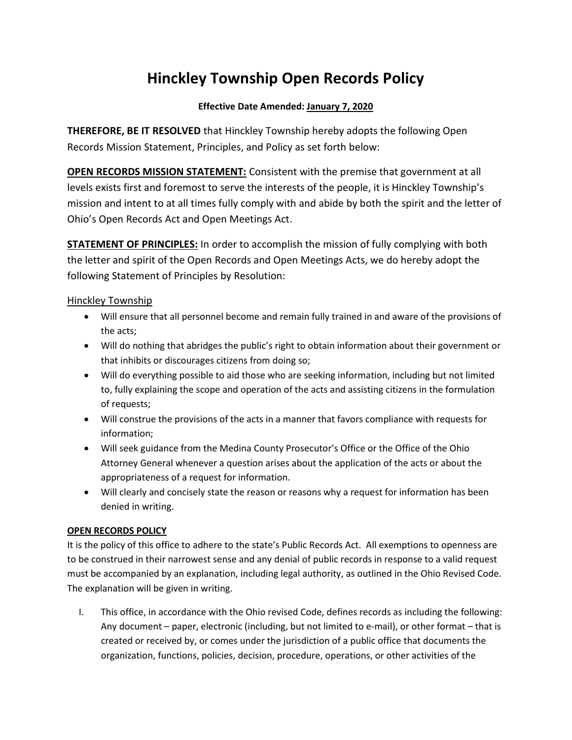# Hinckley Township Open Records Policy

**Effective Date Amended: <u>January 7, 2020</u>**

**THEREFORE, BE IT RESOLVED** that Hinckley Township hereby adopts the following Open Records Mission Statement, Principles, and Policy as set forth below:

**<u>OPEN RECORDS MISSION STATEMENT:</u>** Consistent with the premise that government at all levels exists first and foremost to serve the interests of the people, it is Hinckley Township's mission and intent to at all times fully comply with and abide by both the spirit and the letter of Ohio's Open Records Act and Open Meetings Act.

**<u>STATEMENT OF PRINCIPLES:</u>** In order to accomplish the mission of fully complying with both the letter and spirit of the Open Records and Open Meetings Acts, we do hereby adopt the following Statement of Principles by Resolution:

<u>Hinckley Township</u>

- Will ensure that all personnel become and remain fully trained in and aware of the provisions of the acts;
- Will do nothing that abridges the public's right to obtain information about their government or that inhibits or discourages citizens from doing so;
- Will do everything possible to aid those who are seeking information, including but not limited to, fully explaining the scope and operation of the acts and assisting citizens in the formulation of requests;
- Will construe the provisions of the acts in a manner that favors compliance with requests for information;
- Will seek guidance from the Medina County Prosecutor's Office or the Office of the Ohio Attorney General whenever a question arises about the application of the acts or about the appropriateness of a request for information.
- Will clearly and concisely state the reason or reasons why a request for information has been denied in writing.

**<u>OPEN RECORDS POLICY</u>**

It is the policy of this office to adhere to the state's Public Records Act. All exemptions to openness are to be construed in their narrowest sense and any denial of public records in response to a valid request must be accompanied by an explanation, including legal authority, as outlined in the Ohio Revised Code. The explanation will be given in writing.

I. This office, in accordance with the Ohio revised Code, defines records as including the following: Any document – paper, electronic (including, but not limited to e-mail), or other format – that is created or received by, or comes under the jurisdiction of a public office that documents the organization, functions, policies, decision, procedure, operations, or other activities of the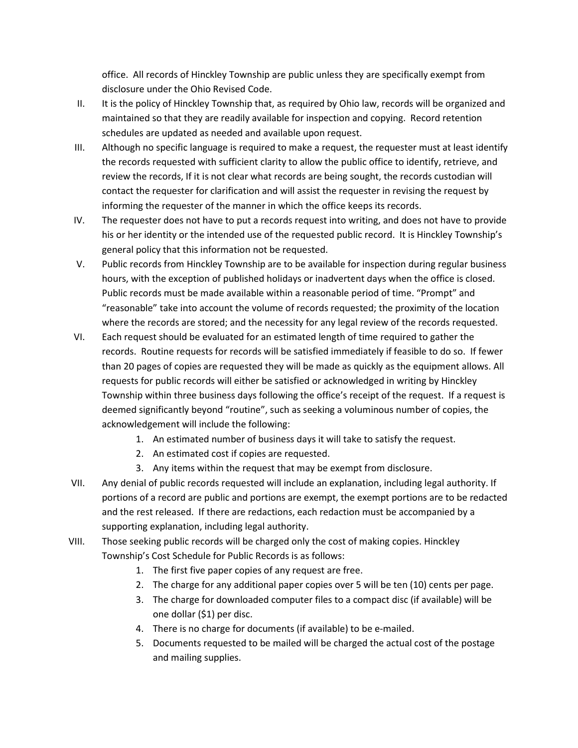office. All records of Hinckley Township are public unless they are specifically exempt from disclosure under the Ohio Revised Code.

II. It is the policy of Hinckley Township that, as required by Ohio law, records will be organized and maintained so that they are readily available for inspection and copying. Record retention schedules are updated as needed and available upon request.

III. Although no specific language is required to make a request, the requester must at least identify the records requested with sufficient clarity to allow the public office to identify, retrieve, and review the records, If it is not clear what records are being sought, the records custodian will contact the requester for clarification and will assist the requester in revising the request by informing the requester of the manner in which the office keeps its records.

IV. The requester does not have to put a records request into writing, and does not have to provide his or her identity or the intended use of the requested public record. It is Hinckley Township's general policy that this information not be requested.

V. Public records from Hinckley Township are to be available for inspection during regular business hours, with the exception of published holidays or inadvertent days when the office is closed. Public records must be made available within a reasonable period of time. "Prompt" and "reasonable" take into account the volume of records requested; the proximity of the location where the records are stored; and the necessity for any legal review of the records requested.

VI. Each request should be evaluated for an estimated length of time required to gather the records. Routine requests for records will be satisfied immediately if feasible to do so. If fewer than 20 pages of copies are requested they will be made as quickly as the equipment allows. All requests for public records will either be satisfied or acknowledged in writing by Hinckley Township within three business days following the office's receipt of the request. If a request is deemed significantly beyond "routine", such as seeking a voluminous number of copies, the acknowledgement will include the following:

    1. An estimated number of business days it will take to satisfy the request.
    2. An estimated cost if copies are requested.
    3. Any items within the request that may be exempt from disclosure.

VII. Any denial of public records requested will include an explanation, including legal authority. If portions of a record are public and portions are exempt, the exempt portions are to be redacted and the rest released. If there are redactions, each redaction must be accompanied by a supporting explanation, including legal authority.

VIII. Those seeking public records will be charged only the cost of making copies. Hinckley Township's Cost Schedule for Public Records is as follows:

    1. The first five paper copies of any request are free.
    2. The charge for any additional paper copies over 5 will be ten (10) cents per page.
    3. The charge for downloaded computer files to a compact disc (if available) will be one dollar ($1) per disc.
    4. There is no charge for documents (if available) to be e-mailed.
    5. Documents requested to be mailed will be charged the actual cost of the postage and mailing supplies.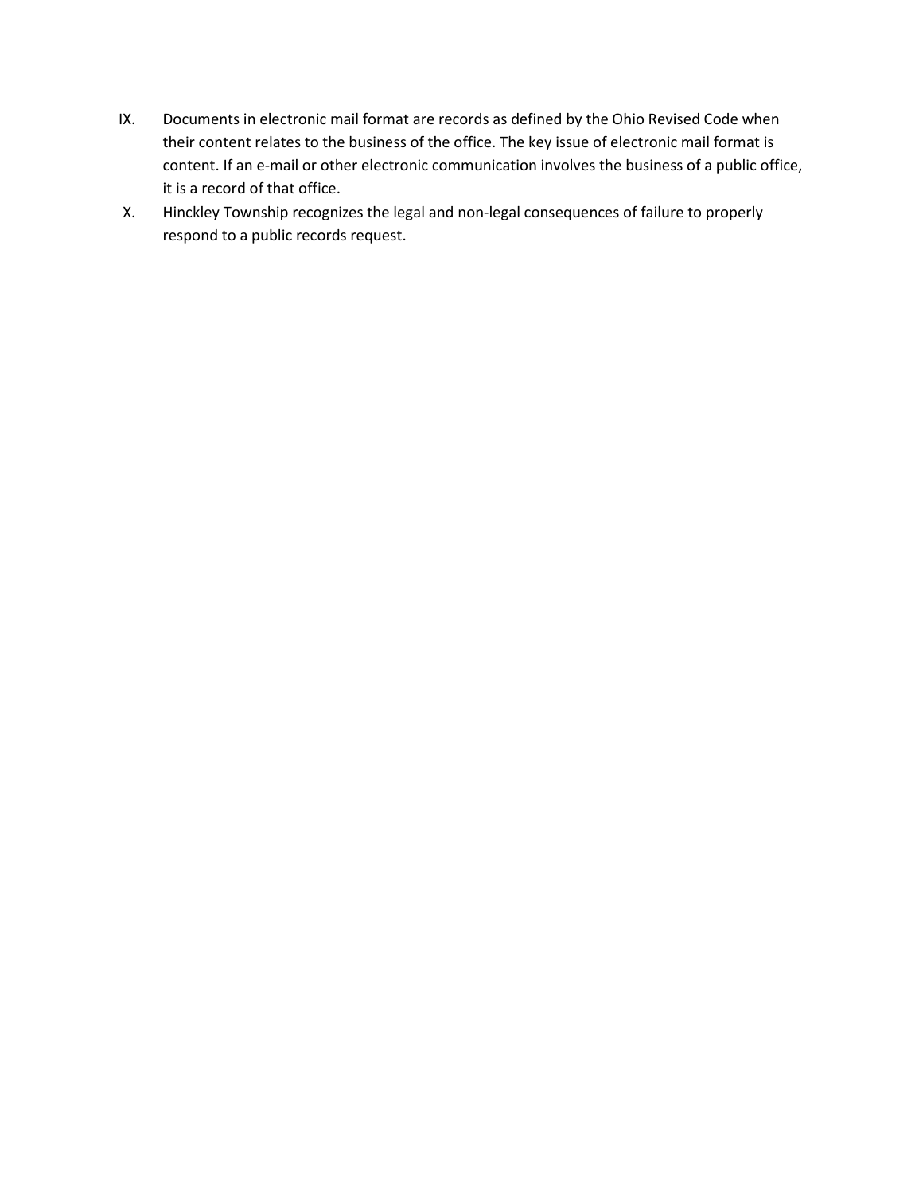IX. Documents in electronic mail format are records as defined by the Ohio Revised Code when their content relates to the business of the office. The key issue of electronic mail format is content. If an e-mail or other electronic communication involves the business of a public office, it is a record of that office.

X. Hinckley Township recognizes the legal and non-legal consequences of failure to properly respond to a public records request.